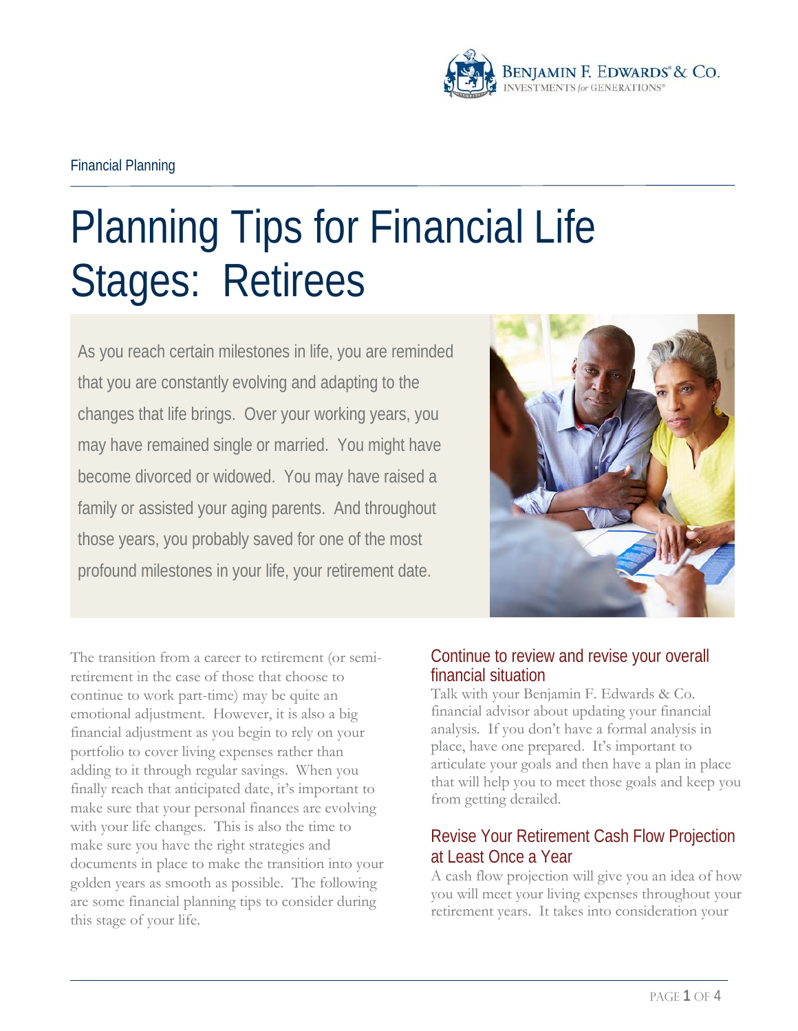Financial Planning

# Planning Tips for Financial Life Stages: Retirees

As you reach certain milestones in life, you are reminded that you are constantly evolving and adapting to the changes that life brings. Over your working years, you may have remained single or married. You might have become divorced or widowed. You may have raised a family or assisted your aging parents. And throughout those years, you probably saved for one of the most profound milestones in your life, your retirement date.

The transition from a career to retirement (or semi-retirement in the case of those that choose to continue to work part-time) may be quite an emotional adjustment. However, it is also a big financial adjustment as you begin to rely on your portfolio to cover living expenses rather than adding to it through regular savings. When you finally reach that anticipated date, it's important to make sure that your personal finances are evolving with your life changes. This is also the time to make sure you have the right strategies and documents in place to make the transition into your golden years as smooth as possible. The following are some financial planning tips to consider during this stage of your life.

## Continue to review and revise your overall financial situation

Talk with your Benjamin F. Edwards & Co. financial advisor about updating your financial analysis. If you don't have a formal analysis in place, have one prepared. It's important to articulate your goals and then have a plan in place that will help you to meet those goals and keep you from getting derailed.

## Revise Your Retirement Cash Flow Projection at Least Once a Year

A cash flow projection will give you an idea of how you will meet your living expenses throughout your retirement years. It takes into consideration your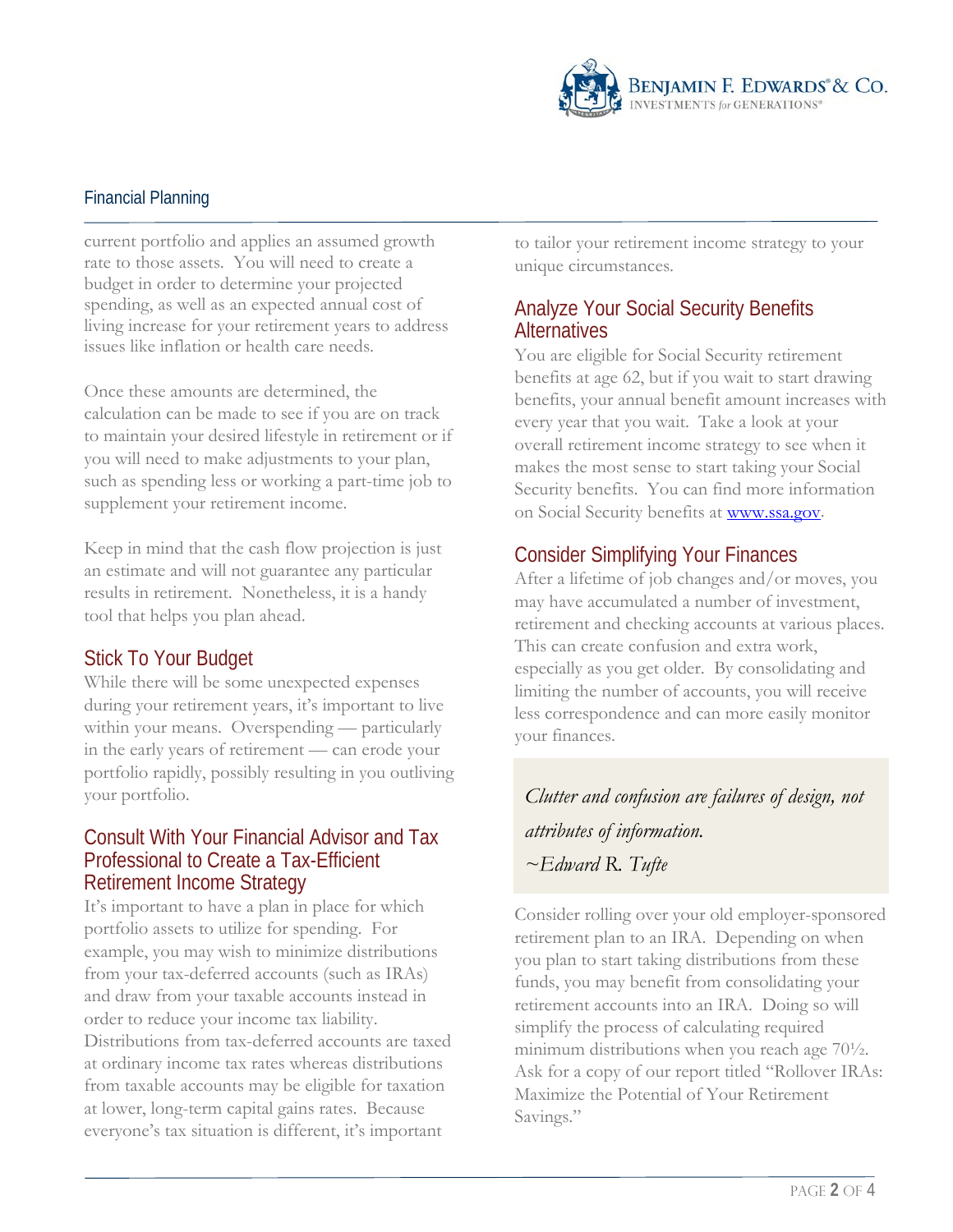current portfolio and applies an assumed growth rate to those assets. You will need to create a budget in order to determine your projected spending, as well as an expected annual cost of living increase for your retirement years to address issues like inflation or health care needs.

Once these amounts are determined, the calculation can be made to see if you are on track to maintain your desired lifestyle in retirement or if you will need to make adjustments to your plan, such as spending less or working a part-time job to supplement your retirement income.

Keep in mind that the cash flow projection is just an estimate and will not guarantee any particular results in retirement. Nonetheless, it is a handy tool that helps you plan ahead.

## Stick To Your Budget

While there will be some unexpected expenses during your retirement years, it's important to live within your means. Overspending — particularly in the early years of retirement — can erode your portfolio rapidly, possibly resulting in you outliving your portfolio.

## Consult With Your Financial Advisor and Tax Professional to Create a Tax-Efficient Retirement Income Strategy

It's important to have a plan in place for which portfolio assets to utilize for spending. For example, you may wish to minimize distributions from your tax-deferred accounts (such as IRAs) and draw from your taxable accounts instead in order to reduce your income tax liability. Distributions from tax-deferred accounts are taxed at ordinary income tax rates whereas distributions from taxable accounts may be eligible for taxation at lower, long-term capital gains rates. Because everyone's tax situation is different, it's important to tailor your retirement income strategy to your unique circumstances.

## Analyze Your Social Security Benefits Alternatives

You are eligible for Social Security retirement benefits at age 62, but if you wait to start drawing benefits, your annual benefit amount increases with every year that you wait. Take a look at your overall retirement income strategy to see when it makes the most sense to start taking your Social Security benefits. You can find more information on Social Security benefits at [www.ssa.gov](http://www.ssa.gov).

## Consider Simplifying Your Finances

After a lifetime of job changes and/or moves, you may have accumulated a number of investment, retirement and checking accounts at various places. This can create confusion and extra work, especially as you get older. By consolidating and limiting the number of accounts, you will receive less correspondence and can more easily monitor your finances.

> *Clutter and confusion are failures of design, not attributes of information.*
>
> *~Edward R. Tufte*

Consider rolling over your old employer-sponsored retirement plan to an IRA. Depending on when you plan to start taking distributions from these funds, you may benefit from consolidating your retirement accounts into an IRA. Doing so will simplify the process of calculating required minimum distributions when you reach age 70½. Ask for a copy of our report titled "Rollover IRAs: Maximize the Potential of Your Retirement Savings."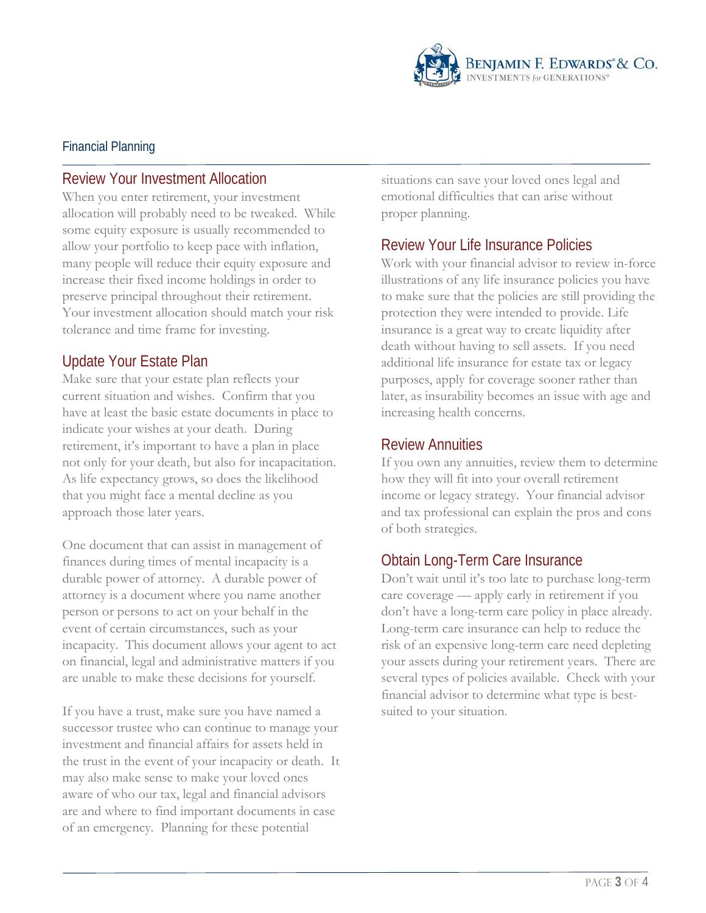Financial Planning

## Review Your Investment Allocation

When you enter retirement, your investment allocation will probably need to be tweaked. While some equity exposure is usually recommended to allow your portfolio to keep pace with inflation, many people will reduce their equity exposure and increase their fixed income holdings in order to preserve principal throughout their retirement. Your investment allocation should match your risk tolerance and time frame for investing.

## Update Your Estate Plan

Make sure that your estate plan reflects your current situation and wishes. Confirm that you have at least the basic estate documents in place to indicate your wishes at your death. During retirement, it's important to have a plan in place not only for your death, but also for incapacitation. As life expectancy grows, so does the likelihood that you might face a mental decline as you approach those later years.

One document that can assist in management of finances during times of mental incapacity is a durable power of attorney. A durable power of attorney is a document where you name another person or persons to act on your behalf in the event of certain circumstances, such as your incapacity. This document allows your agent to act on financial, legal and administrative matters if you are unable to make these decisions for yourself.

If you have a trust, make sure you have named a successor trustee who can continue to manage your investment and financial affairs for assets held in the trust in the event of your incapacity or death. It may also make sense to make your loved ones aware of who our tax, legal and financial advisors are and where to find important documents in case of an emergency. Planning for these potential situations can save your loved ones legal and emotional difficulties that can arise without proper planning.

## Review Your Life Insurance Policies

Work with your financial advisor to review in-force illustrations of any life insurance policies you have to make sure that the policies are still providing the protection they were intended to provide. Life insurance is a great way to create liquidity after death without having to sell assets. If you need additional life insurance for estate tax or legacy purposes, apply for coverage sooner rather than later, as insurability becomes an issue with age and increasing health concerns.

## Review Annuities

If you own any annuities, review them to determine how they will fit into your overall retirement income or legacy strategy. Your financial advisor and tax professional can explain the pros and cons of both strategies.

## Obtain Long-Term Care Insurance

Don't wait until it's too late to purchase long-term care coverage — apply early in retirement if you don't have a long-term care policy in place already. Long-term care insurance can help to reduce the risk of an expensive long-term care need depleting your assets during your retirement years. There are several types of policies available. Check with your financial advisor to determine what type is best-suited to your situation.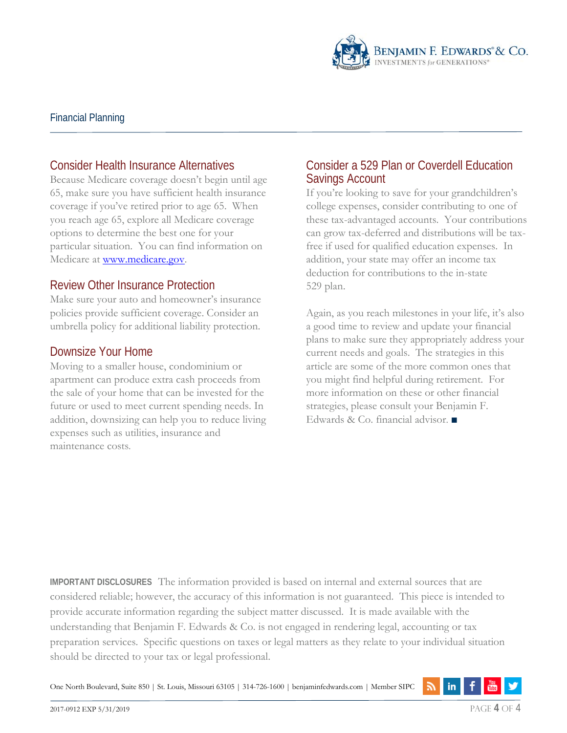## Consider Health Insurance Alternatives

Because Medicare coverage doesn't begin until age 65, make sure you have sufficient health insurance coverage if you've retired prior to age 65. When you reach age 65, explore all Medicare coverage options to determine the best one for your particular situation. You can find information on Medicare at [www.medicare.gov](http://www.medicare.gov).

## Review Other Insurance Protection

Make sure your auto and homeowner's insurance policies provide sufficient coverage. Consider an umbrella policy for additional liability protection.

## Downsize Your Home

Moving to a smaller house, condominium or apartment can produce extra cash proceeds from the sale of your home that can be invested for the future or used to meet current spending needs. In addition, downsizing can help you to reduce living expenses such as utilities, insurance and maintenance costs.

## Consider a 529 Plan or Coverdell Education Savings Account

If you're looking to save for your grandchildren's college expenses, consider contributing to one of these tax-advantaged accounts. Your contributions can grow tax-deferred and distributions will be tax-free if used for qualified education expenses. In addition, your state may offer an income tax deduction for contributions to the in-state 529 plan.

Again, as you reach milestones in your life, it's also a good time to review and update your financial plans to make sure they appropriately address your current needs and goals. The strategies in this article are some of the more common ones that you might find helpful during retirement. For more information on these or other financial strategies, please consult your Benjamin F. Edwards & Co. financial advisor. ■

**IMPORTANT DISCLOSURES** The information provided is based on internal and external sources that are considered reliable; however, the accuracy of this information is not guaranteed. This piece is intended to provide accurate information regarding the subject matter discussed. It is made available with the understanding that Benjamin F. Edwards & Co. is not engaged in rendering legal, accounting or tax preparation services. Specific questions on taxes or legal matters as they relate to your individual situation should be directed to your tax or legal professional.

One North Boulevard, Suite 850 | St. Louis, Missouri 63105 | 314-726-1600 | benjaminfedwards.com | Member SIPC

2017-0912 EXP 5/31/2019